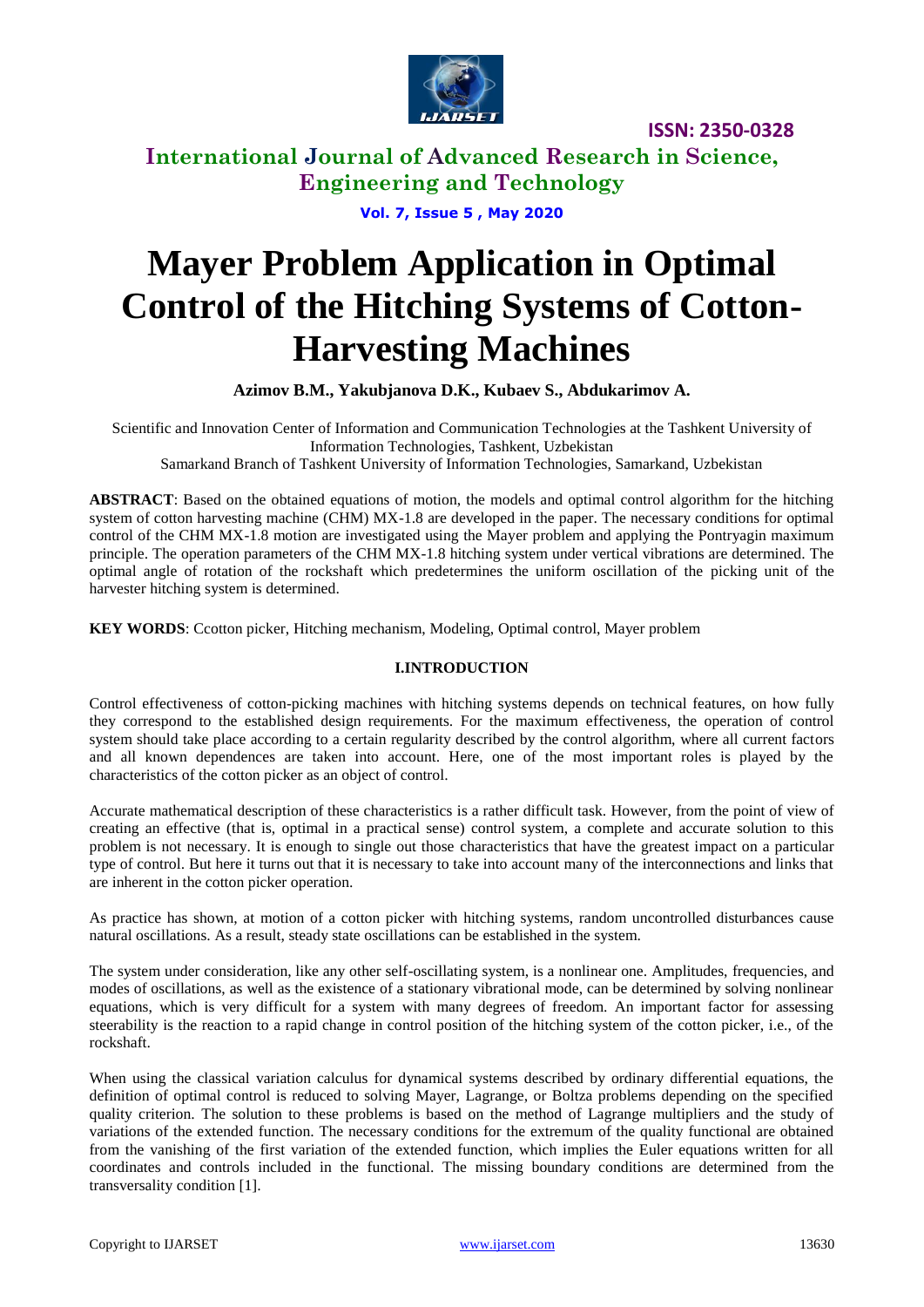# Mayer Problem Application in Optimal Control of the Hitching Systems of Cotton-Harvesting Machines

**Azimov B.M., Yakubjanova D.K., Kubaev S., Abdukarimov A.**

Scientific and Innovation Center of Information and Communication Technologies at the Tashkent University of Information Technologies, Tashkent, Uzbekistan

Samarkand Branch of Tashkent University of Information Technologies, Samarkand, Uzbekistan

**ABSTRACT**: Based on the obtained equations of motion, the models and optimal control algorithm for the hitching system of cotton harvesting machine (CHM) MX-1.8 are developed in the paper. The necessary conditions for optimal control of the CHM MX-1.8 motion are investigated using the Mayer problem and applying the Pontryagin maximum principle. The operation parameters of the CHM MX-1.8 hitching system under vertical vibrations are determined. The optimal angle of rotation of the rockshaft which predetermines the uniform oscillation of the picking unit of the harvester hitching system is determined.

**KEY WORDS**: Ccotton picker, Hitching mechanism, Modeling, Optimal control, Mayer problem

## I.INTRODUCTION

Control effectiveness of cotton-picking machines with hitching systems depends on technical features, on how fully they correspond to the established design requirements. For the maximum effectiveness, the operation of control system should take place according to a certain regularity described by the control algorithm, where all current factors and all known dependences are taken into account. Here, one of the most important roles is played by the characteristics of the cotton picker as an object of control.

Accurate mathematical description of these characteristics is a rather difficult task. However, from the point of view of creating an effective (that is, optimal in a practical sense) control system, a complete and accurate solution to this problem is not necessary. It is enough to single out those characteristics that have the greatest impact on a particular type of control. But here it turns out that it is necessary to take into account many of the interconnections and links that are inherent in the cotton picker operation.

As practice has shown, at motion of a cotton picker with hitching systems, random uncontrolled disturbances cause natural oscillations. As a result, steady state oscillations can be established in the system.

The system under consideration, like any other self-oscillating system, is a nonlinear one. Amplitudes, frequencies, and modes of oscillations, as well as the existence of a stationary vibrational mode, can be determined by solving nonlinear equations, which is very difficult for a system with many degrees of freedom. An important factor for assessing steerability is the reaction to a rapid change in control position of the hitching system of the cotton picker, i.e., of the rockshaft.

When using the classical variation calculus for dynamical systems described by ordinary differential equations, the definition of optimal control is reduced to solving Mayer, Lagrange, or Boltza problems depending on the specified quality criterion. The solution to these problems is based on the method of Lagrange multipliers and the study of variations of the extended function. The necessary conditions for the extremum of the quality functional are obtained from the vanishing of the first variation of the extended function, which implies the Euler equations written for all coordinates and controls included in the functional. The missing boundary conditions are determined from the transversality condition [1].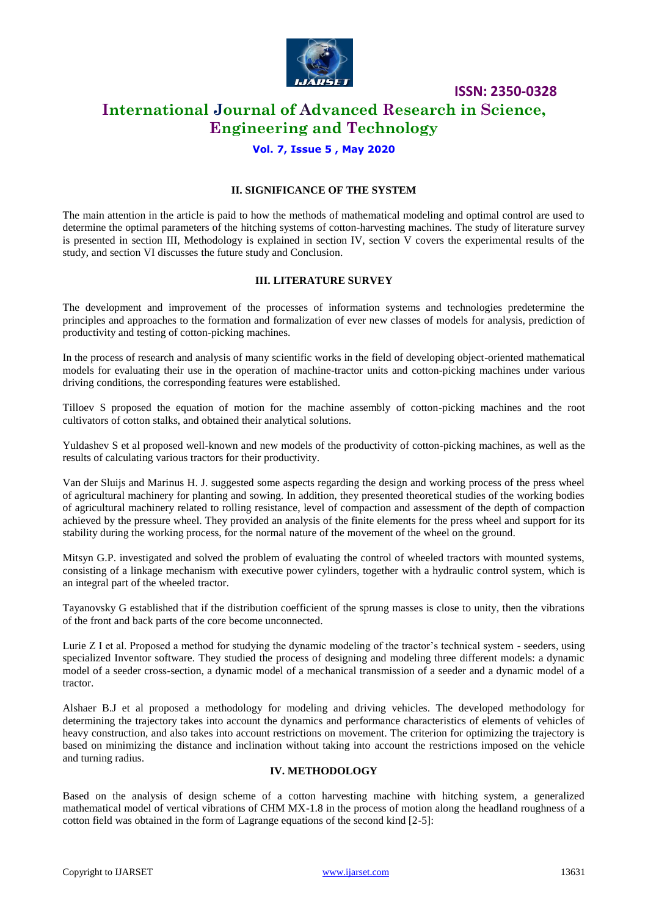## II. SIGNIFICANCE OF THE SYSTEM

The main attention in the article is paid to how the methods of mathematical modeling and optimal control are used to determine the optimal parameters of the hitching systems of cotton-harvesting machines. The study of literature survey is presented in section III, Methodology is explained in section IV, section V covers the experimental results of the study, and section VI discusses the future study and Conclusion.

## III. LITERATURE SURVEY

The development and improvement of the processes of information systems and technologies predetermine the principles and approaches to the formation and formalization of ever new classes of models for analysis, prediction of productivity and testing of cotton-picking machines.

In the process of research and analysis of many scientific works in the field of developing object-oriented mathematical models for evaluating their use in the operation of machine-tractor units and cotton-picking machines under various driving conditions, the corresponding features were established.

Tilloev S proposed the equation of motion for the machine assembly of cotton-picking machines and the root cultivators of cotton stalks, and obtained their analytical solutions.

Yuldashev S et al proposed well-known and new models of the productivity of cotton-picking machines, as well as the results of calculating various tractors for their productivity.

Van der Sluijs and Marinus H. J. suggested some aspects regarding the design and working process of the press wheel of agricultural machinery for planting and sowing. In addition, they presented theoretical studies of the working bodies of agricultural machinery related to rolling resistance, level of compaction and assessment of the depth of compaction achieved by the pressure wheel. They provided an analysis of the finite elements for the press wheel and support for its stability during the working process, for the normal nature of the movement of the wheel on the ground.

Mitsyn G.P. investigated and solved the problem of evaluating the control of wheeled tractors with mounted systems, consisting of a linkage mechanism with executive power cylinders, together with a hydraulic control system, which is an integral part of the wheeled tractor.

Tayanovsky G established that if the distribution coefficient of the sprung masses is close to unity, then the vibrations of the front and back parts of the core become unconnected.

Lurie Z I et al. Proposed a method for studying the dynamic modeling of the tractor's technical system - seeders, using specialized Inventor software. They studied the process of designing and modeling three different models: a dynamic model of a seeder cross-section, a dynamic model of a mechanical transmission of a seeder and a dynamic model of a tractor.

Alshaer B.J et al proposed a methodology for modeling and driving vehicles. The developed methodology for determining the trajectory takes into account the dynamics and performance characteristics of elements of vehicles of heavy construction, and also takes into account restrictions on movement. The criterion for optimizing the trajectory is based on minimizing the distance and inclination without taking into account the restrictions imposed on the vehicle and turning radius.

## IV. METHODOLOGY

Based on the analysis of design scheme of a cotton harvesting machine with hitching system, a generalized mathematical model of vertical vibrations of CHM MX-1.8 in the process of motion along the headland roughness of a cotton field was obtained in the form of Lagrange equations of the second kind [2-5]: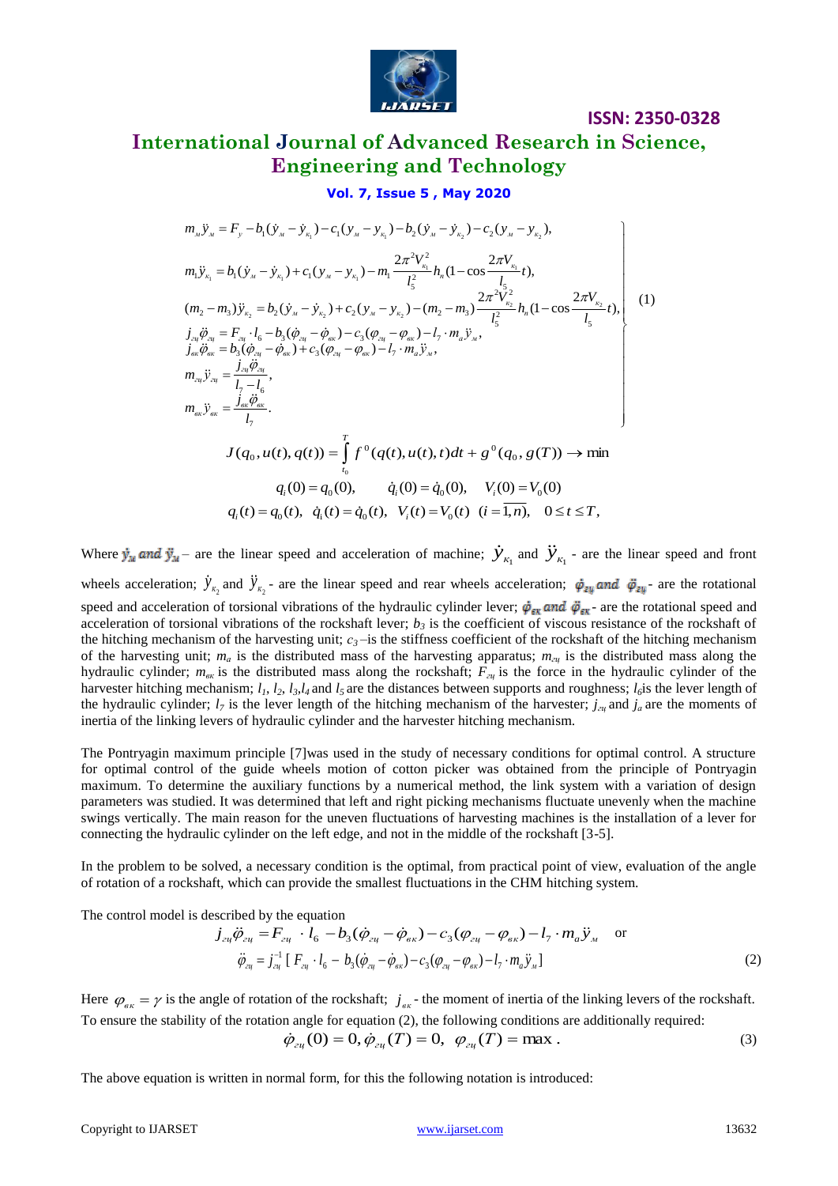$$
\left.
\begin{aligned}
& m_м \ddot{y}_м = F_y - b_1(\dot{y}_м - \dot{y}_{к_1}) - c_1(y_м - y_{к_1}) - b_2(\dot{y}_м - \dot{y}_{к_2}) - c_2(y_м - y_{к_2}), \\
& m_1 \ddot{y}_{к_1} = b_1(\dot{y}_м - \dot{y}_{к_1}) + c_1(y_м - y_{к_1}) - m_1 \frac{2\pi^2 V_{к_1}^2}{l_5^2} h_n (1 - \cos\frac{2\pi V_{к_1}}{l_5} t), \\
& (m_2 - m_3)\ddot{y}_{к_2} = b_2(\dot{y}_м - \dot{y}_{к_2}) + c_2(y_м - y_{к_2}) - (m_2 - m_3)\frac{2\pi^2 V_{к_2}^2}{l_5^2} h_n (1 - \cos\frac{2\pi V_{к_2}}{l_5} t), \\
& j_{гц}\ddot{\varphi}_{гц} = F_{гц} \cdot l_6 - b_3(\dot{\varphi}_{гц} - \dot{\varphi}_{вк}) - c_3(\varphi_{гц} - \varphi_{вк}) - l_7 \cdot m_a \ddot{y}_м, \\
& j_{вк}\ddot{\varphi}_{вк} = b_3(\dot{\varphi}_{гц} - \dot{\varphi}_{вк}) + c_3(\varphi_{гц} - \varphi_{вк}) - l_7 \cdot m_a \ddot{y}_м, \\
& m_{гц}\ddot{y}_{гц} = \frac{j_{гц}\ddot{\varphi}_{гц}}{l_7 - l_6}, \\
& m_{вк}\ddot{y}_{вк} = \frac{j_{вк}\ddot{\varphi}_{вк}}{l_7}.
\end{aligned}
\right\} \quad (1)
$$

$$
J(q_0, u(t), q(t)) = \int_{t_0}^{T} f^0(q(t), u(t), t)dt + g^0(q_0, g(T)) \to \min
$$

$$
q_i(0) = q_0(0), \quad \dot{q}_i(0) = \dot{q}_0(0), \quad V_i(0) = V_0(0)
$$

$$
q_i(t) = q_0(t), \quad \dot{q}_i(t) = \dot{q}_0(t), \quad V_i(t) = V_0(t) \quad (i = \overline{1,n}), \quad 0 \le t \le T,
$$

Where $\dot{y}_м$ and $\ddot{y}_м$ – are the linear speed and acceleration of machine; $\dot{y}_{к_1}$ and $\ddot{y}_{к_1}$ - are the linear speed and front wheels acceleration; $\dot{y}_{к_2}$ and $\ddot{y}_{к_2}$ - are the linear speed and rear wheels acceleration; $\dot{\varphi}_{гц}$ and $\ddot{\varphi}_{гц}$ - are the rotational speed and acceleration of torsional vibrations of the hydraulic cylinder lever; $\dot{\varphi}_{вк}$ and $\ddot{\varphi}_{вк}$ - are the rotational speed and acceleration of torsional vibrations of the rockshaft lever; $b_3$ is the coefficient of viscous resistance of the rockshaft of the hitching mechanism of the harvesting unit; $c_3$ –is the stiffness coefficient of the rockshaft of the hitching mechanism of the harvesting unit; $m_a$ is the distributed mass of the harvesting apparatus; $m_{гц}$ is the distributed mass along the hydraulic cylinder; $m_{вк}$ is the distributed mass along the rockshaft; $F_{гц}$ is the force in the hydraulic cylinder of the harvester hitching mechanism; $l_1$, $l_2$, $l_3$,$l_4$ and $l_5$ are the distances between supports and roughness; $l_6$is the lever length of the hydraulic cylinder; $l_7$ is the lever length of the hitching mechanism of the harvester; $j_{гц}$ and $j_a$ are the moments of inertia of the linking levers of hydraulic cylinder and the harvester hitching mechanism.

The Pontryagin maximum principle [7]was used in the study of necessary conditions for optimal control. A structure for optimal control of the guide wheels motion of cotton picker was obtained from the principle of Pontryagin maximum. To determine the auxiliary functions by a numerical method, the link system with a variation of design parameters was studied. It was determined that left and right picking mechanisms fluctuate unevenly when the machine swings vertically. The main reason for the uneven fluctuations of harvesting machines is the installation of a lever for connecting the hydraulic cylinder on the left edge, and not in the middle of the rockshaft [3-5].

In the problem to be solved, a necessary condition is the optimal, from practical point of view, evaluation of the angle of rotation of a rockshaft, which can provide the smallest fluctuations in the CHM hitching system.

The control model is described by the equation

$$
j_{гц}\ddot{\varphi}_{гц} = F_{гц} \cdot l_6 - b_3(\dot{\varphi}_{гц} - \dot{\varphi}_{вк}) - c_3(\varphi_{гц} - \varphi_{вк}) - l_7 \cdot m_a \ddot{y}_м \quad \text{or}
$$

$$
\ddot{\varphi}_{гц} = j_{гц}^{-1}[F_{гц} \cdot l_6 - b_3(\dot{\varphi}_{гц} - \dot{\varphi}_{вк}) - c_3(\varphi_{гц} - \varphi_{вк}) - l_7 \cdot m_a \ddot{y}_м] \quad (2)
$$

Here $\varphi_{вк} = \gamma$ is the angle of rotation of the rockshaft; $j_{вк}$ - the moment of inertia of the linking levers of the rockshaft. To ensure the stability of the rotation angle for equation (2), the following conditions are additionally required:

$$
\dot{\varphi}_{гц}(0) = 0, \dot{\varphi}_{гц}(T) = 0, \ \ \varphi_{гц}(T) = \max . \quad (3)
$$

The above equation is written in normal form, for this the following notation is introduced: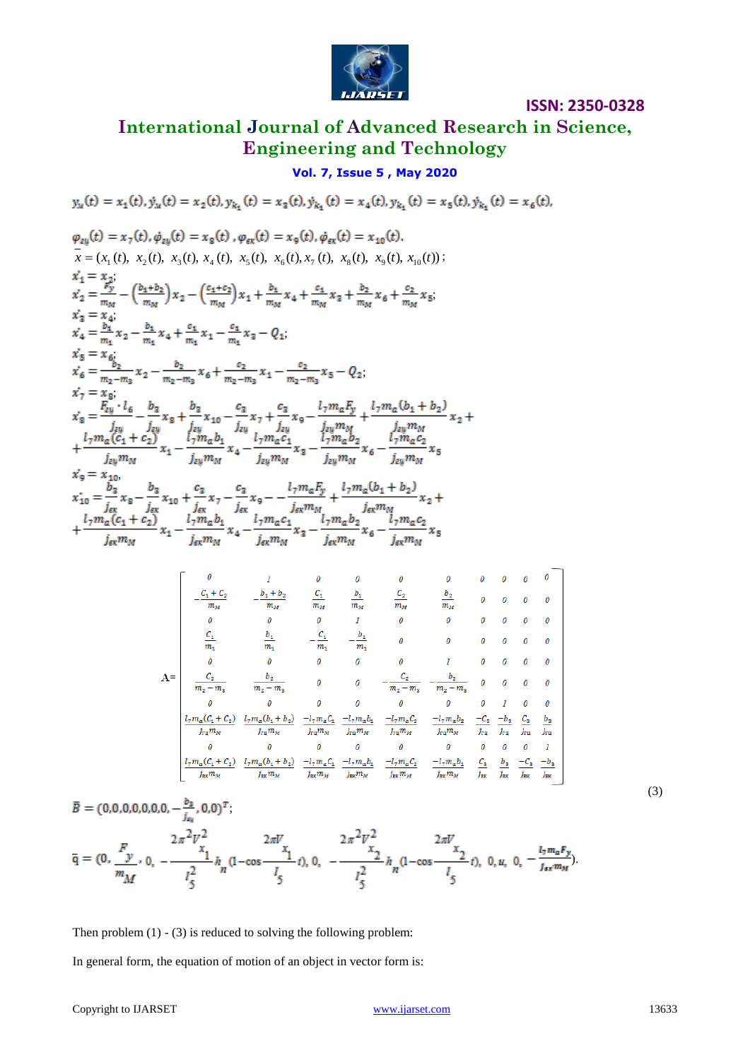$$y_{\scriptscriptstyle M}(t) = x_1(t), \dot{y}_{\scriptscriptstyle M}(t) = x_2(t), y_{k_1}(t) = x_3(t), \dot{y}_{k_1}(t) = x_4(t), y_{k_1}(t) = x_5(t), \dot{y}_{k_1}(t) = x_6(t),$$

$$\varphi_{zy}(t) = x_7(t), \dot{\varphi}_{zy}(t) = x_8(t)\,, \varphi_{ex}(t) = x_9(t), \dot{\varphi}_{ex}(t) = x_{10}(t).$$

$$\overline{x} = (x_1(t),\ x_2(t),\ x_3(t),\ x_4(t),\ x_5(t),\ x_6(t), x_7(t),\ x_8(t),\ x_9(t),\ x_{10}(t))\,;$$

$$x_1^{\cdot} = x_2;$$

$$x_2^{\cdot} = \frac{F_y}{m_M} - \left(\frac{b_1+b_2}{m_M}\right)x_2 - \left(\frac{c_1+c_2}{m_M}\right)x_1 + \frac{b_1}{m_M}x_4 + \frac{c_1}{m_M}x_3 + \frac{b_2}{m_M}x_6 + \frac{c_2}{m_M}x_5;$$

$$x_3^{\cdot} = x_4;$$

$$x_4^{\cdot} = \frac{b_1}{m_1}x_2 - \frac{b_1}{m_1}x_4 + \frac{c_1}{m_1}x_1 - \frac{c_1}{m_1}x_3 - Q_1;$$

$$x_5^{\cdot} = x_6;$$

$$x_6^{\cdot} = \frac{b_2}{m_2-m_3}x_2 - \frac{b_2}{m_2-m_3}x_6 + \frac{c_2}{m_2-m_3}x_1 - \frac{c_2}{m_2-m_3}x_5 - Q_2;$$

$$x_7^{\cdot} = x_8;$$

$$x_8^{\cdot} = \frac{F_{zy}\cdot l_6}{j_{zy}} - \frac{b_3}{j_{zy}}x_8 + \frac{b_3}{j_{zy}}x_{10} - \frac{c_3}{j_{zy}}x_7 + \frac{c_3}{j_{zy}}x_9 - \frac{l_7 m_a F_y}{j_{zy} m_M} + \frac{l_7 m_a(b_1+b_2)}{j_{zy} m_M}x_2 + $$
$$+\frac{l_7 m_a(c_1+c_2)}{j_{zy} m_M}x_1 - \frac{l_7 m_a b_1}{j_{zy} m_M}x_4 - \frac{l_7 m_a c_1}{j_{zy} m_M}x_3 - \frac{l_7 m_a b_2}{j_{zy} m_M}x_6 - \frac{l_7 m_a c_2}{j_{zy} m_M}x_5$$

$$x_9^{\cdot} = x_{10},$$

$$x_{10}^{\cdot} = \frac{b_3}{j_{ex}}x_8 - \frac{b_3}{j_{ex}}x_{10} + \frac{c_3}{j_{ex}}x_7 - \frac{c_3}{j_{ex}}x_9 - -\frac{l_7 m_a F_y}{j_{ex} m_M} + \frac{l_7 m_a(b_1+b_2)}{j_{ex} m_M}x_2 + $$
$$+\frac{l_7 m_a(c_1+c_2)}{j_{ex} m_M}x_1 - \frac{l_7 m_a b_1}{j_{ex} m_M}x_4 - \frac{l_7 m_a c_1}{j_{ex} m_M}x_3 - \frac{l_7 m_a b_2}{j_{ex} m_M}x_6 - \frac{l_7 m_a c_2}{j_{ex} m_M}x_5$$

$$A=\begin{bmatrix}
0 & 1 & 0 & 0 & 0 & 0 & 0 & 0 & 0 & 0\\
-\frac{C_1+C_2}{m_M} & -\frac{b_1+b_2}{m_M} & \frac{C_1}{m_M} & \frac{b_1}{m_M} & \frac{C_2}{m_M} & \frac{b_2}{m_M} & 0 & 0 & 0 & 0\\
0 & 0 & 0 & 1 & 0 & 0 & 0 & 0 & 0 & 0\\
\frac{C_1}{m_1} & \frac{b_1}{m_1} & -\frac{C_1}{m_1} & -\frac{b_1}{m_1} & 0 & 0 & 0 & 0 & 0 & 0\\
0 & 0 & 0 & 0 & 0 & 1 & 0 & 0 & 0 & 0\\
\frac{C_2}{m_2-m_3} & \frac{b_2}{m_2-m_3} & 0 & 0 & -\frac{C_2}{m_2-m_3} & -\frac{b_2}{m_2-m_3} & 0 & 0 & 0 & 0\\
0 & 0 & 0 & 0 & 0 & 0 & 0 & 1 & 0 & 0\\
\frac{l_7 m_a(C_1+C_2)}{J_{ra} m_M} & \frac{l_7 m_a(b_1+b_2)}{J_{ra} m_M} & \frac{-l_7 m_a C_1}{J_{ra} m_M} & \frac{-l_7 m_a b_1}{J_{ra} m_M} & \frac{-l_7 m_a C_2}{J_{ra} m_M} & \frac{-l_7 m_a b_2}{J_{ra} m_M} & \frac{-C_3}{J_{ra}} & \frac{-b_3}{J_{ra}} & \frac{C_3}{J_{ra}} & \frac{b_3}{J_{ra}}\\
0 & 0 & 0 & 0 & 0 & 0 & 0 & 0 & 0 & 1\\
\frac{l_7 m_a(C_1+C_2)}{J_{ex} m_M} & \frac{l_7 m_a(b_1+b_2)}{J_{ex} m_M} & \frac{-l_7 m_a C_1}{J_{ex} m_M} & \frac{-l_7 m_a b_1}{J_{ex} m_M} & \frac{-l_7 m_a C_2}{J_{ex} m_M} & \frac{-l_7 m_a b_1}{J_{ex} m_M} & \frac{C_3}{J_{ex}} & \frac{b_3}{J_{ex}} & \frac{-C_3}{J_{ex}} & \frac{-b_3}{J_{ex}}
\end{bmatrix} \quad (3)$$

$$\bar{B} = (0,0,0,0,0,0,0,-\frac{b_3}{j_{zy}},0,0)^T;$$

$$\bar{q} = (0,\ \frac{F_y}{m_M},\ 0,\ -\frac{2\pi^2 V_{x_1}^2}{l_5^2}h_n(1-\cos\frac{2\pi V_{x_1}}{l_5}t),\ 0,\ -\frac{2\pi^2 V_{x_2}^2}{l_5^2}h_n(1-\cos\frac{2\pi V_{x_2}}{l_5}t),\ 0, u,\ 0,\ -\frac{l_7 m_a F_y}{j_{ex} m_M}).$$

Then problem (1) - (3) is reduced to solving the following problem:

In general form, the equation of motion of an object in vector form is: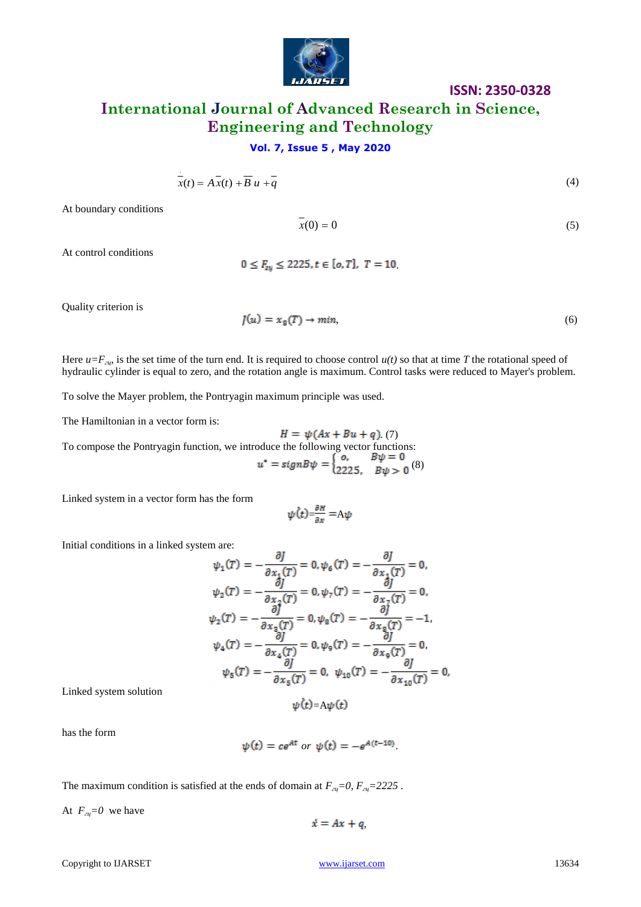$$\dot{\bar{x}}(t) = A\bar{x}(t) + \bar{B}\,u + \bar{q} \tag{4}$$

At boundary conditions

$$\bar{x}(0) = 0 \tag{5}$$

At control conditions

$$0 \le F_{zu} \le 2225, t \in [o, T],\ T = 10.$$

Quality criterion is

$$J(u) = x_8(T) \to min, \tag{6}$$

Here $u=F_{zu}$, is the set time of the turn end. It is required to choose control $u(t)$ so that at time $T$ the rotational speed of hydraulic cylinder is equal to zero, and the rotation angle is maximum. Control tasks were reduced to Mayer's problem.

To solve the Mayer problem, the Pontryagin maximum principle was used.

The Hamiltonian in a vector form is:

$$H = \psi(Ax + Bu + q). \tag{7}$$

To compose the Pontryagin function, we introduce the following vector functions:

$$u^* = signB\psi = \begin{cases} o, & B\psi = 0 \\ 2225, & B\psi > 0 \end{cases} \tag{8}$$

Linked system in a vector form has the form

$$\dot{\psi}(t) = \frac{\partial H}{\partial x} = A\psi$$

Initial conditions in a linked system are:

$$\psi_1(T) = -\frac{\partial J}{\partial x_1(T)} = 0, \psi_6(T) = -\frac{\partial J}{\partial x_1(T)} = 0,$$
$$\psi_2(T) = -\frac{\partial J}{\partial x_2(T)} = 0, \psi_7(T) = -\frac{\partial J}{\partial x_7(T)} = 0,$$
$$\psi_2(T) = -\frac{\partial J}{\partial x_3(T)} = 0, \psi_8(T) = -\frac{\partial J}{\partial x_8(T)} = -1,$$
$$\psi_4(T) = -\frac{\partial J}{\partial x_4(T)} = 0, \psi_9(T) = -\frac{\partial J}{\partial x_9(T)} = 0,$$
$$\psi_5(T) = -\frac{\partial J}{\partial x_5(T)} = 0,\ \psi_{10}(T) = -\frac{\partial J}{\partial x_{10}(T)} = 0.$$

Linked system solution

$$\dot{\psi}(t) = A\psi(t)$$

has the form

$$\psi(t) = ce^{At}\ or\ \psi(t) = -e^{A(t-10)}.$$

The maximum condition is satisfied at the ends of domain at $F_{zu}=0, F_{zu}=2225$ .

At $F_{zu}=0$ we have

$$\dot{x} = Ax + q,$$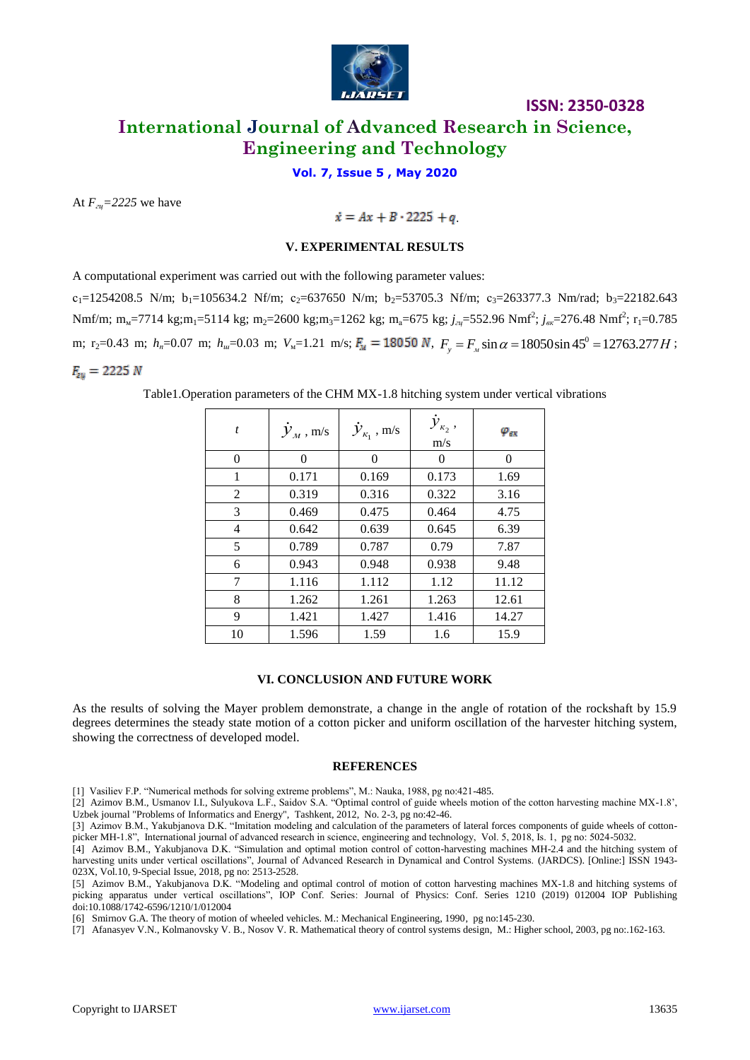At $F_{гц}=2225$ we have

$$\dot{x} = Ax + B \cdot 2225 + q.$$

## V. EXPERIMENTAL RESULTS

A computational experiment was carried out with the following parameter values:

$c_1$=1254208.5 N/m; $b_1$=105634.2 Nf/m; $c_2$=637650 N/m; $b_2$=53705.3 Nf/m; $c_3$=263377.3 Nm/rad; $b_3$=22182.643 Nmf/m; $m_м$=7714 kg;$m_1$=5114 kg; $m_2$=2600 kg;$m_3$=1262 kg; $m_a$=675 kg; $j_{гц}$=552.96 Nmf$^2$; $j_{вк}$=276.48 Nmf$^2$; $r_1$=0.785 m; $r_2$=0.43 m; $h_п$=0.07 m; $h_ш$=0.03 m; $V_м$=1.21 m/s; $F_м = 18050\ N$, $F_y = F_м \sin\alpha = 18050 \sin 45^0 = 12763.277\,H$; $F_{гц} = 2225\ N$

Table1.Operation parameters of the CHM MX-1.8 hitching system under vertical vibrations

| $t$ | $\dot{y}_м$, m/s | $\dot{y}_{к_1}$, m/s | $\dot{y}_{к_2}$, m/s | $\varphi_{вк}$ |
|---|---|---|---|---|
| 0 | 0 | 0 | 0 | 0 |
| 1 | 0.171 | 0.169 | 0.173 | 1.69 |
| 2 | 0.319 | 0.316 | 0.322 | 3.16 |
| 3 | 0.469 | 0.475 | 0.464 | 4.75 |
| 4 | 0.642 | 0.639 | 0.645 | 6.39 |
| 5 | 0.789 | 0.787 | 0.79 | 7.87 |
| 6 | 0.943 | 0.948 | 0.938 | 9.48 |
| 7 | 1.116 | 1.112 | 1.12 | 11.12 |
| 8 | 1.262 | 1.261 | 1.263 | 12.61 |
| 9 | 1.421 | 1.427 | 1.416 | 14.27 |
| 10 | 1.596 | 1.59 | 1.6 | 15.9 |

## VI. CONCLUSION AND FUTURE WORK

As the results of solving the Mayer problem demonstrate, a change in the angle of rotation of the rockshaft by 15.9 degrees determines the steady state motion of a cotton picker and uniform oscillation of the harvester hitching system, showing the correctness of developed model.

## REFERENCES

[1] Vasiliev F.P. "Numerical methods for solving extreme problems", M.: Nauka, 1988, pg no:421-485.

[2] Azimov B.M., Usmanov I.I., Sulyukova L.F., Saidov S.A. "Optimal control of guide wheels motion of the cotton harvesting machine MX-1.8', Uzbek journal "Problems of Informatics and Energy", Tashkent, 2012, No. 2-3, pg no:42-46.

[3] Azimov B.M., Yakubjanova D.K. "Imitation modeling and calculation of the parameters of lateral forces components of guide wheels of cotton-picker MH-1.8", International journal of advanced research in science, engineering and technology, Vol. 5, 2018, Is. 1, pg no: 5024-5032.

[4] Azimov B.M., Yakubjanova D.K. "Simulation and optimal motion control of cotton-harvesting machines MH-2.4 and the hitching system of harvesting units under vertical oscillations", Journal of Advanced Research in Dynamical and Control Systems. (JARDCS). [Online:] ISSN 1943-023X, Vol.10, 9-Special Issue, 2018, pg no: 2513-2528.

[5] Azimov B.M., Yakubjanova D.K. "Modeling and optimal control of motion of cotton harvesting machines MX-1.8 and hitching systems of picking apparatus under vertical oscillations", IOP Conf. Series: Journal of Physics: Conf. Series 1210 (2019) 012004 IOP Publishing doi:10.1088/1742-6596/1210/1/012004

[6] Smirnov G.A. The theory of motion of wheeled vehicles. M.: Mechanical Engineering, 1990, pg no:145-230.

[7] Afanasyev V.N., Kolmanovsky V. B., Nosov V. R. Mathematical theory of control systems design, M.: Higher school, 2003, pg no:.162-163.